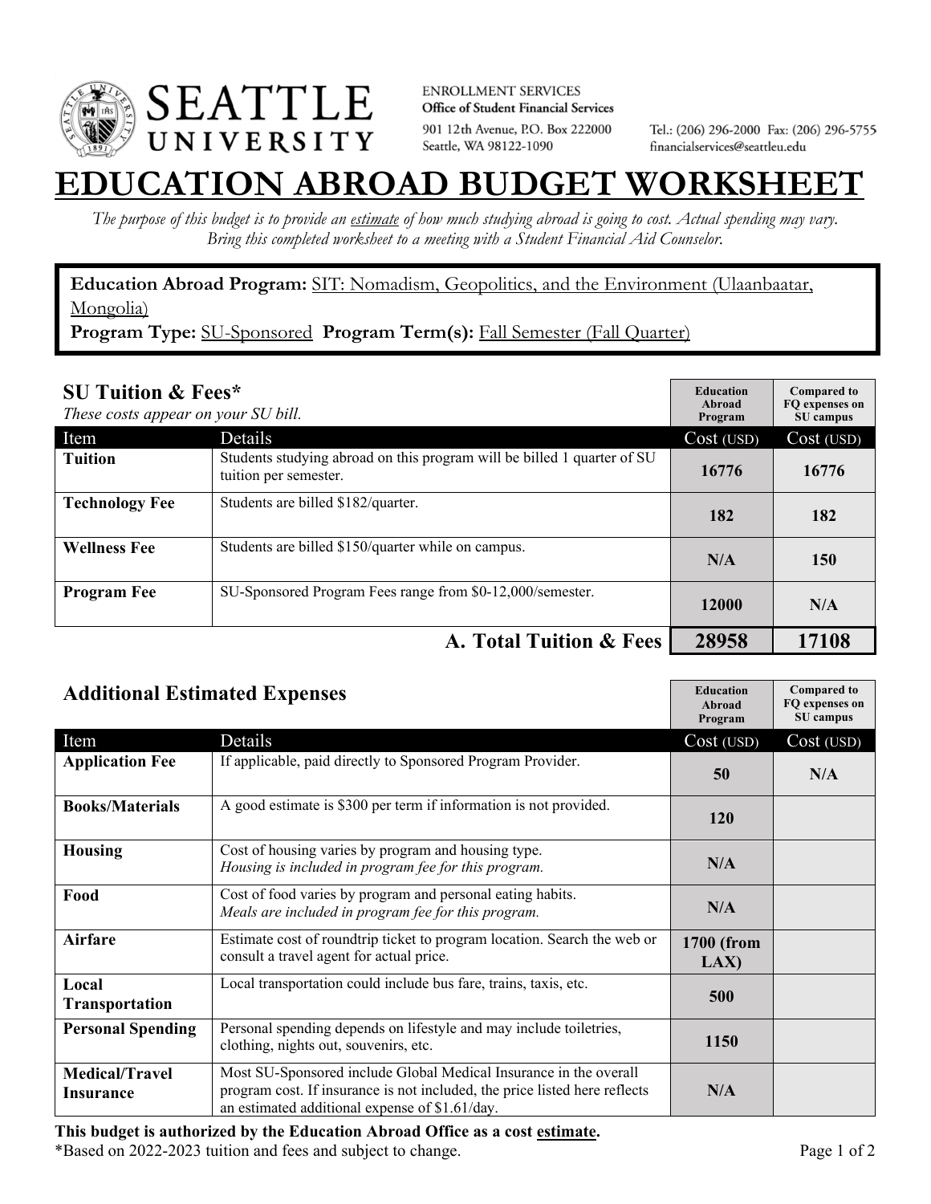SEATTLE UNIVERSITY

ENROLLMENT SERVICES
**Office of Student Financial Services**
901 12th Avenue, P.O. Box 222000
Seattle, WA 98122-1090

Tel.: (206) 296-2000 Fax: (206) 296-5755
financialservices@seattleu.edu

# EDUCATION ABROAD BUDGET WORKSHEET

*The purpose of this budget is to provide an estimate of how much studying abroad is going to cost. Actual spending may vary. Bring this completed worksheet to a meeting with a Student Financial Aid Counselor.*

**Education Abroad Program:** SIT: Nomadism, Geopolitics, and the Environment (Ulaanbaatar, Mongolia)
**Program Type:** SU-Sponsored **Program Term(s):** Fall Semester (Fall Quarter)

## SU Tuition & Fees*

*These costs appear on your SU bill.*

| Item | Details | Education Abroad Program Cost (USD) | Compared to FQ expenses on SU campus Cost (USD) |
|---|---|---|---|
| **Tuition** | Students studying abroad on this program will be billed 1 quarter of SU tuition per semester. | **16776** | **16776** |
| **Technology Fee** | Students are billed $182/quarter. | **182** | **182** |
| **Wellness Fee** | Students are billed $150/quarter while on campus. | **N/A** | **150** |
| **Program Fee** | SU-Sponsored Program Fees range from $0-12,000/semester. | **12000** | **N/A** |
| | **A. Total Tuition & Fees** | **28958** | **17108** |

## Additional Estimated Expenses

| Item | Details | Education Abroad Program Cost (USD) | Compared to FQ expenses on SU campus Cost (USD) |
|---|---|---|---|
| **Application Fee** | If applicable, paid directly to Sponsored Program Provider. | **50** | **N/A** |
| **Books/Materials** | A good estimate is $300 per term if information is not provided. | **120** | |
| **Housing** | Cost of housing varies by program and housing type. *Housing is included in program fee for this program.* | **N/A** | |
| **Food** | Cost of food varies by program and personal eating habits. *Meals are included in program fee for this program.* | **N/A** | |
| **Airfare** | Estimate cost of roundtrip ticket to program location. Search the web or consult a travel agent for actual price. | **1700 (from LAX)** | |
| **Local Transportation** | Local transportation could include bus fare, trains, taxis, etc. | **500** | |
| **Personal Spending** | Personal spending depends on lifestyle and may include toiletries, clothing, nights out, souvenirs, etc. | **1150** | |
| **Medical/Travel Insurance** | Most SU-Sponsored include Global Medical Insurance in the overall program cost. If insurance is not included, the price listed here reflects an estimated additional expense of $1.61/day. | **N/A** | |

**This budget is authorized by the Education Abroad Office as a cost estimate.**
*Based on 2022-2023 tuition and fees and subject to change.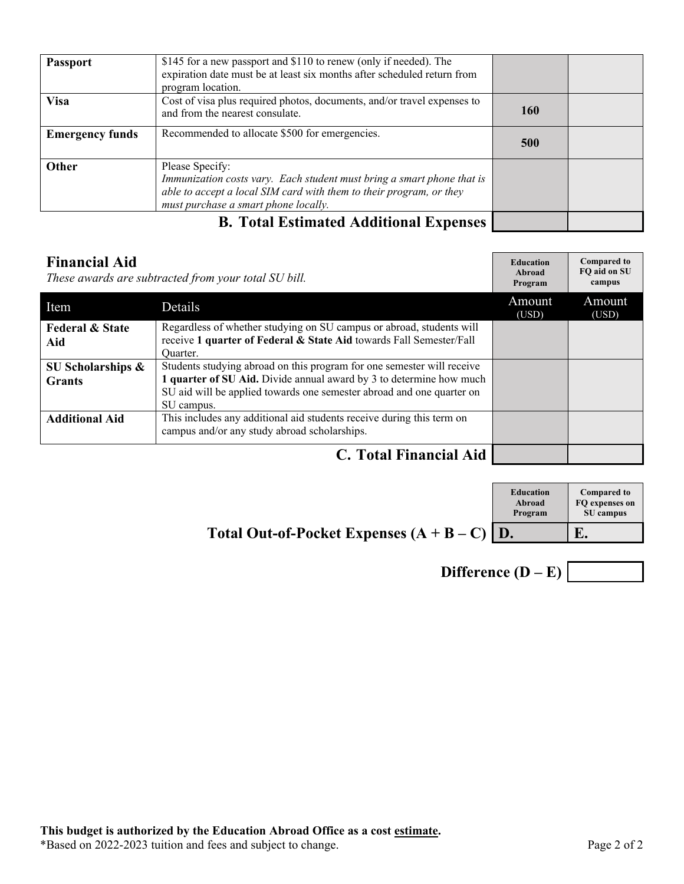| | | | |
|---|---|---|---|
| **Passport** | $145 for a new passport and $110 to renew (only if needed). The expiration date must be at least six months after scheduled return from program location. | | |
| **Visa** | Cost of visa plus required photos, documents, and/or travel expenses to and from the nearest consulate. | **160** | |
| **Emergency funds** | Recommended to allocate $500 for emergencies. | **500** | |
| **Other** | Please Specify: *Immunization costs vary. Each student must bring a smart phone that is able to accept a local SIM card with them to their program, or they must purchase a smart phone locally.* | | |
| | **B. Total Estimated Additional Expenses** | | |

## Financial Aid

*These awards are subtracted from your total SU bill.*

| | | **Education Abroad Program** | **Compared to FQ aid on SU campus** |
|---|---|---|---|
| Item | Details | Amount (USD) | Amount (USD) |
| **Federal & State Aid** | Regardless of whether studying on SU campus or abroad, students will receive **1 quarter of Federal & State Aid** towards Fall Semester/Fall Quarter. | | |
| **SU Scholarships & Grants** | Students studying abroad on this program for one semester will receive **1 quarter of SU Aid.** Divide annual award by 3 to determine how much SU aid will be applied towards one semester abroad and one quarter on SU campus. | | |
| **Additional Aid** | This includes any additional aid students receive during this term on campus and/or any study abroad scholarships. | | |
| | **C. Total Financial Aid** | | |

| | **Education Abroad Program** | **Compared to FQ expenses on SU campus** |
|---|---|---|
| **Total Out-of-Pocket Expenses (A + B – C)** | **D.** | **E.** |
| **Difference (D – E)** | | |

**This budget is authorized by the Education Abroad Office as a cost estimate.**

*Based on 2022-2023 tuition and fees and subject to change.